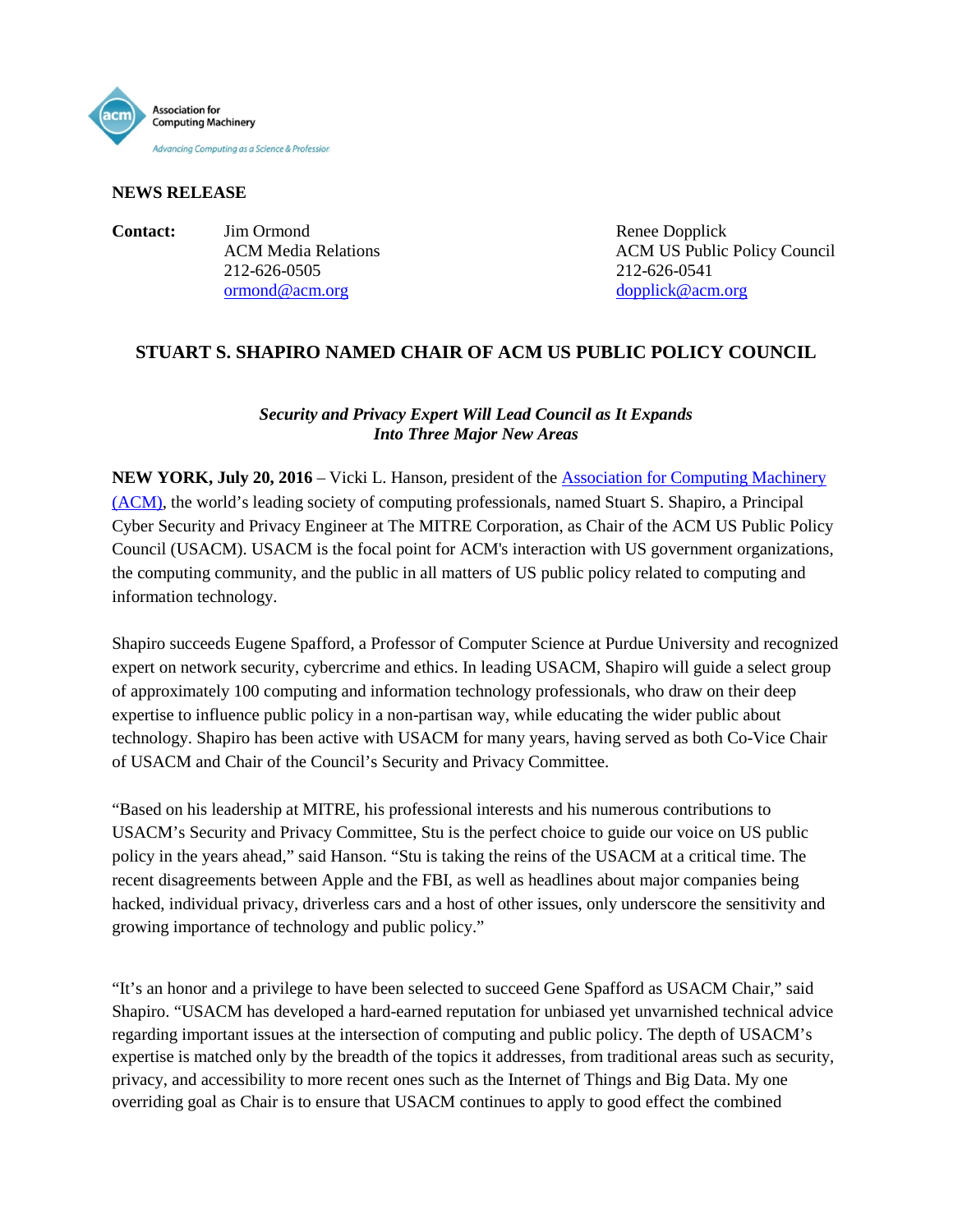Association for Computing Machinery

*Advancing Computing as a Science & Profession*

**NEWS RELEASE**

**Contact:** Jim Ormond
ACM Media Relations
212-626-0505
ormond@acm.org

Renee Dopplick
ACM US Public Policy Council
212-626-0541
dopplick@acm.org

# STUART S. SHAPIRO NAMED CHAIR OF ACM US PUBLIC POLICY COUNCIL

***Security and Privacy Expert Will Lead Council as It Expands Into Three Major New Areas***

**NEW YORK, July 20, 2016** – Vicki L. Hanson, president of the Association for Computing Machinery (ACM), the world's leading society of computing professionals, named Stuart S. Shapiro, a Principal Cyber Security and Privacy Engineer at The MITRE Corporation, as Chair of the ACM US Public Policy Council (USACM). USACM is the focal point for ACM's interaction with US government organizations, the computing community, and the public in all matters of US public policy related to computing and information technology.

Shapiro succeeds Eugene Spafford, a Professor of Computer Science at Purdue University and recognized expert on network security, cybercrime and ethics. In leading USACM, Shapiro will guide a select group of approximately 100 computing and information technology professionals, who draw on their deep expertise to influence public policy in a non-partisan way, while educating the wider public about technology. Shapiro has been active with USACM for many years, having served as both Co-Vice Chair of USACM and Chair of the Council's Security and Privacy Committee.

"Based on his leadership at MITRE, his professional interests and his numerous contributions to USACM's Security and Privacy Committee, Stu is the perfect choice to guide our voice on US public policy in the years ahead," said Hanson. "Stu is taking the reins of the USACM at a critical time. The recent disagreements between Apple and the FBI, as well as headlines about major companies being hacked, individual privacy, driverless cars and a host of other issues, only underscore the sensitivity and growing importance of technology and public policy."

"It's an honor and a privilege to have been selected to succeed Gene Spafford as USACM Chair," said Shapiro. "USACM has developed a hard-earned reputation for unbiased yet unvarnished technical advice regarding important issues at the intersection of computing and public policy. The depth of USACM's expertise is matched only by the breadth of the topics it addresses, from traditional areas such as security, privacy, and accessibility to more recent ones such as the Internet of Things and Big Data. My one overriding goal as Chair is to ensure that USACM continues to apply to good effect the combined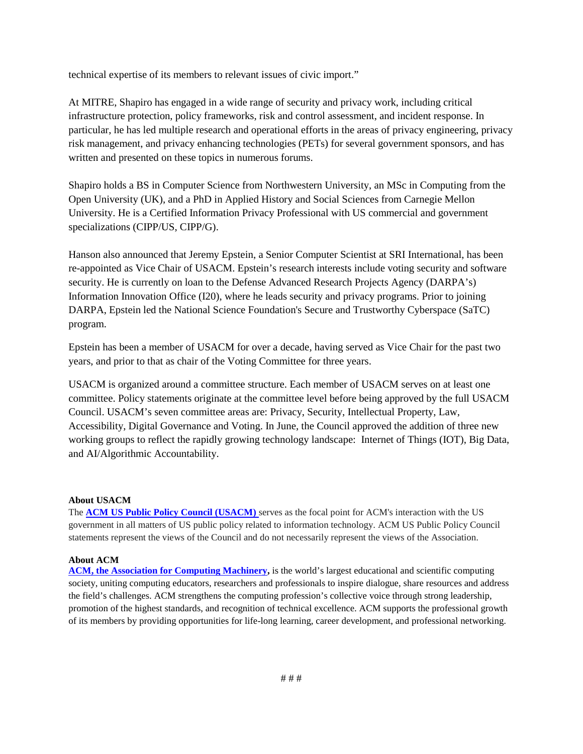technical expertise of its members to relevant issues of civic import."

At MITRE, Shapiro has engaged in a wide range of security and privacy work, including critical infrastructure protection, policy frameworks, risk and control assessment, and incident response. In particular, he has led multiple research and operational efforts in the areas of privacy engineering, privacy risk management, and privacy enhancing technologies (PETs) for several government sponsors, and has written and presented on these topics in numerous forums.

Shapiro holds a BS in Computer Science from Northwestern University, an MSc in Computing from the Open University (UK), and a PhD in Applied History and Social Sciences from Carnegie Mellon University. He is a Certified Information Privacy Professional with US commercial and government specializations (CIPP/US, CIPP/G).

Hanson also announced that Jeremy Epstein, a Senior Computer Scientist at SRI International, has been re-appointed as Vice Chair of USACM. Epstein's research interests include voting security and software security. He is currently on loan to the Defense Advanced Research Projects Agency (DARPA's) Information Innovation Office (I20), where he leads security and privacy programs. Prior to joining DARPA, Epstein led the National Science Foundation's Secure and Trustworthy Cyberspace (SaTC) program.

Epstein has been a member of USACM for over a decade, having served as Vice Chair for the past two years, and prior to that as chair of the Voting Committee for three years.

USACM is organized around a committee structure. Each member of USACM serves on at least one committee. Policy statements originate at the committee level before being approved by the full USACM Council. USACM's seven committee areas are: Privacy, Security, Intellectual Property, Law, Accessibility, Digital Governance and Voting. In June, the Council approved the addition of three new working groups to reflect the rapidly growing technology landscape: Internet of Things (IOT), Big Data, and AI/Algorithmic Accountability.

**About USACM**

The **ACM US Public Policy Council (USACM)** serves as the focal point for ACM's interaction with the US government in all matters of US public policy related to information technology. ACM US Public Policy Council statements represent the views of the Council and do not necessarily represent the views of the Association.

**About ACM**

**ACM, the Association for Computing Machinery,** is the world's largest educational and scientific computing society, uniting computing educators, researchers and professionals to inspire dialogue, share resources and address the field's challenges. ACM strengthens the computing profession's collective voice through strong leadership, promotion of the highest standards, and recognition of technical excellence. ACM supports the professional growth of its members by providing opportunities for life-long learning, career development, and professional networking.

# # #